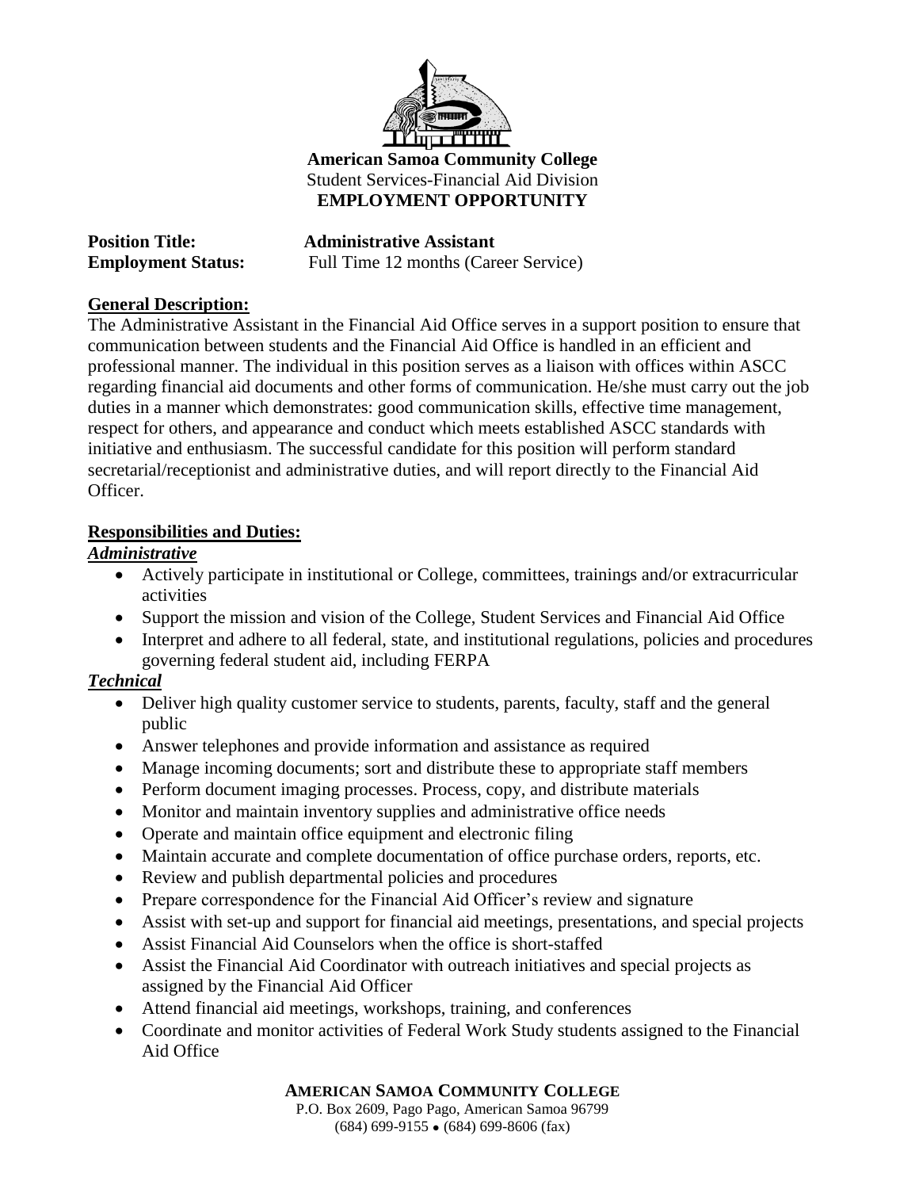**American Samoa Community College**
Student Services-Financial Aid Division
**EMPLOYMENT OPPORTUNITY**

**Position Title:** **Administrative Assistant**
**Employment Status:** Full Time 12 months (Career Service)

## General Description:

The Administrative Assistant in the Financial Aid Office serves in a support position to ensure that communication between students and the Financial Aid Office is handled in an efficient and professional manner. The individual in this position serves as a liaison with offices within ASCC regarding financial aid documents and other forms of communication. He/she must carry out the job duties in a manner which demonstrates: good communication skills, effective time management, respect for others, and appearance and conduct which meets established ASCC standards with initiative and enthusiasm. The successful candidate for this position will perform standard secretarial/receptionist and administrative duties, and will report directly to the Financial Aid Officer.

## Responsibilities and Duties:

### *Administrative*

- Actively participate in institutional or College, committees, trainings and/or extracurricular activities
- Support the mission and vision of the College, Student Services and Financial Aid Office
- Interpret and adhere to all federal, state, and institutional regulations, policies and procedures governing federal student aid, including FERPA

### *Technical*

- Deliver high quality customer service to students, parents, faculty, staff and the general public
- Answer telephones and provide information and assistance as required
- Manage incoming documents; sort and distribute these to appropriate staff members
- Perform document imaging processes. Process, copy, and distribute materials
- Monitor and maintain inventory supplies and administrative office needs
- Operate and maintain office equipment and electronic filing
- Maintain accurate and complete documentation of office purchase orders, reports, etc.
- Review and publish departmental policies and procedures
- Prepare correspondence for the Financial Aid Officer's review and signature
- Assist with set-up and support for financial aid meetings, presentations, and special projects
- Assist Financial Aid Counselors when the office is short-staffed
- Assist the Financial Aid Coordinator with outreach initiatives and special projects as assigned by the Financial Aid Officer
- Attend financial aid meetings, workshops, training, and conferences
- Coordinate and monitor activities of Federal Work Study students assigned to the Financial Aid Office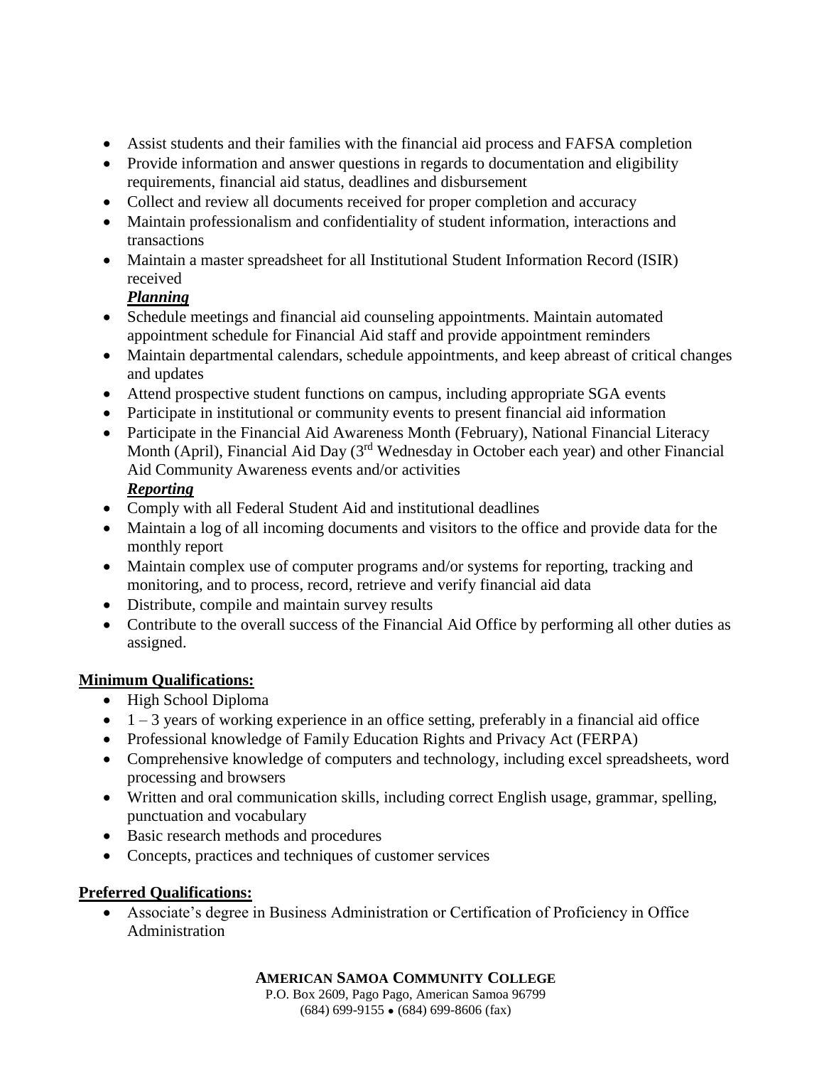- Assist students and their families with the financial aid process and FAFSA completion
- Provide information and answer questions in regards to documentation and eligibility requirements, financial aid status, deadlines and disbursement
- Collect and review all documents received for proper completion and accuracy
- Maintain professionalism and confidentiality of student information, interactions and transactions
- Maintain a master spreadsheet for all Institutional Student Information Record (ISIR) received

***Planning***

- Schedule meetings and financial aid counseling appointments. Maintain automated appointment schedule for Financial Aid staff and provide appointment reminders
- Maintain departmental calendars, schedule appointments, and keep abreast of critical changes and updates
- Attend prospective student functions on campus, including appropriate SGA events
- Participate in institutional or community events to present financial aid information
- Participate in the Financial Aid Awareness Month (February), National Financial Literacy Month (April), Financial Aid Day (3rd Wednesday in October each year) and other Financial Aid Community Awareness events and/or activities

***Reporting***

- Comply with all Federal Student Aid and institutional deadlines
- Maintain a log of all incoming documents and visitors to the office and provide data for the monthly report
- Maintain complex use of computer programs and/or systems for reporting, tracking and monitoring, and to process, record, retrieve and verify financial aid data
- Distribute, compile and maintain survey results
- Contribute to the overall success of the Financial Aid Office by performing all other duties as assigned.

**Minimum Qualifications:**

- High School Diploma
- 1 – 3 years of working experience in an office setting, preferably in a financial aid office
- Professional knowledge of Family Education Rights and Privacy Act (FERPA)
- Comprehensive knowledge of computers and technology, including excel spreadsheets, word processing and browsers
- Written and oral communication skills, including correct English usage, grammar, spelling, punctuation and vocabulary
- Basic research methods and procedures
- Concepts, practices and techniques of customer services

**Preferred Qualifications:**

- Associate's degree in Business Administration or Certification of Proficiency in Office Administration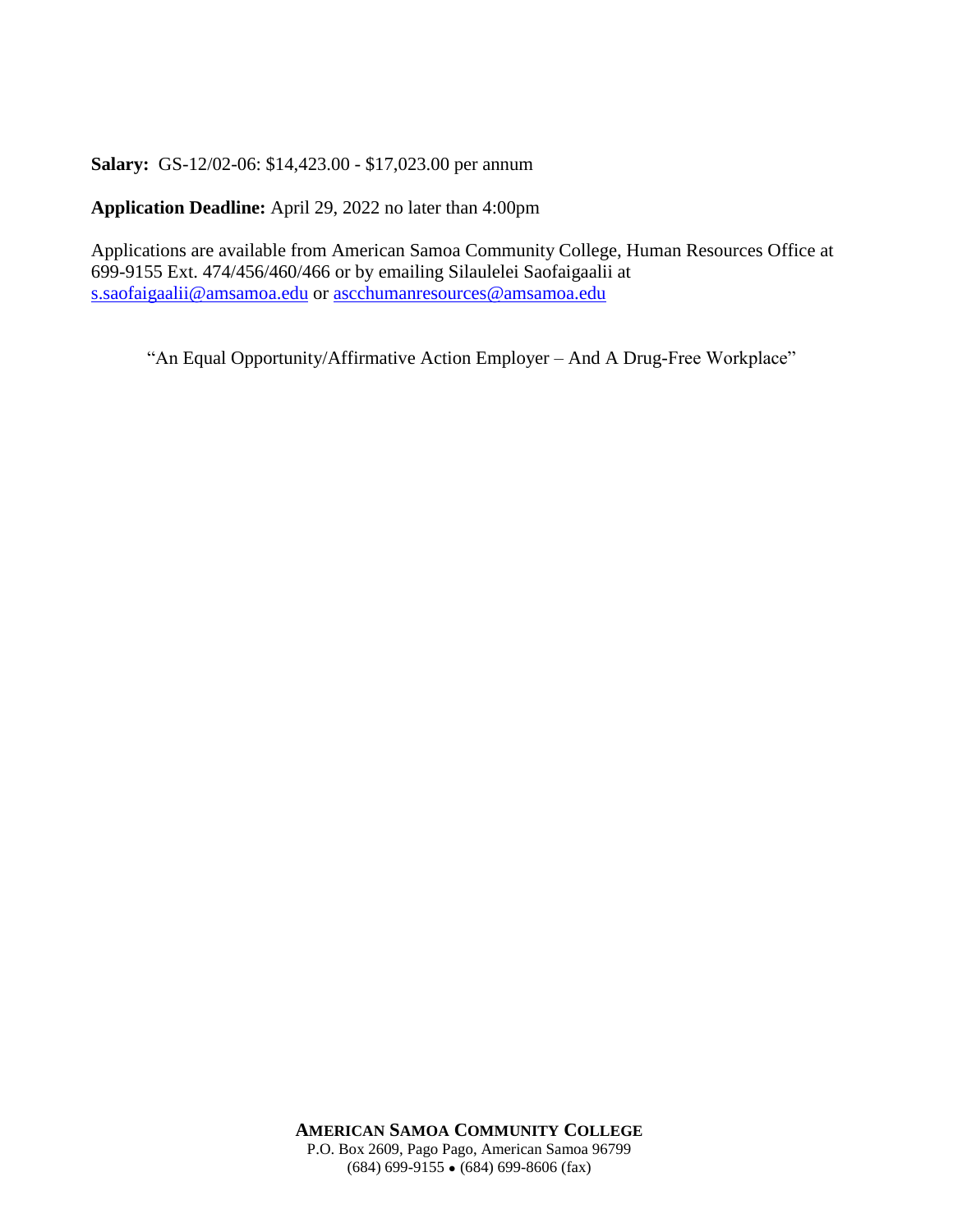**Salary:** GS-12/02-06: $14,423.00 - $17,023.00 per annum

**Application Deadline:** April 29, 2022 no later than 4:00pm

Applications are available from American Samoa Community College, Human Resources Office at 699-9155 Ext. 474/456/460/466 or by emailing Silaulelei Saofaigaalii at s.saofaigaalii@amsamoa.edu or ascchumanresources@amsamoa.edu

"An Equal Opportunity/Affirmative Action Employer – And A Drug-Free Workplace"

**AMERICAN SAMOA COMMUNITY COLLEGE**
P.O. Box 2609, Pago Pago, American Samoa 96799
(684) 699-9155 • (684) 699-8606 (fax)